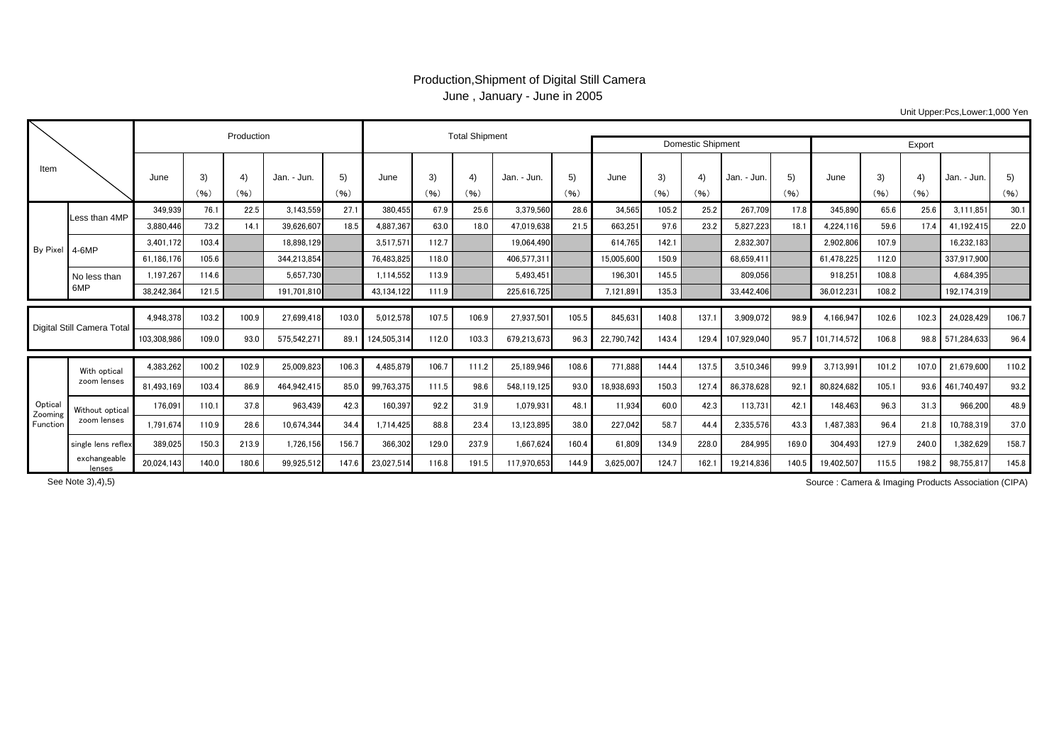# Production,Shipment of Digital Still Camera

June , January - June in 2005

Unit Upper:Pcs,Lower:1,000 Yen

| Item | | Production | | | | | Total Shipment | | | | | Domestic Shipment | | | | | Export | | | | |
|---|---|---|---|---|---|---|---|---|---|---|---|---|---|---|---|---|---|---|---|---|---|
| | | June | 3) (%) | 4) (%) | Jan. - Jun. | 5) (%) | June | 3) (%) | 4) (%) | Jan. - Jun. | 5) (%) | June | 3) (%) | 4) (%) | Jan. - Jun. | 5) (%) | June | 3) (%) | 4) (%) | Jan. - Jun. | 5) (%) |
| By Pixel | Less than 4MP | 349,939 | 76.1 | 22.5 | 3,143,559 | 27.1 | 380,455 | 67.9 | 25.6 | 3,379,560 | 28.6 | 34,565 | 105.2 | 25.2 | 267,709 | 17.8 | 345,890 | 65.6 | 25.6 | 3,111,851 | 30.1 |
| | | 3,880,446 | 73.2 | 14.1 | 39,626,607 | 18.5 | 4,887,367 | 63.0 | 18.0 | 47,019,638 | 21.5 | 663,251 | 97.6 | 23.2 | 5,827,223 | 18.1 | 4,224,116 | 59.6 | 17.4 | 41,192,415 | 22.0 |
| | 4-6MP | 3,401,172 | 103.4 | | 18,898,129 | | 3,517,571 | 112.7 | | 19,064,490 | | 614,765 | 142.1 | | 2,832,307 | | 2,902,806 | 107.9 | | 16,232,183 | |
| | | 61,186,176 | 105.6 | | 344,213,854 | | 76,483,825 | 118.0 | | 406,577,311 | | 15,005,600 | 150.9 | | 68,659,411 | | 61,478,225 | 112.0 | | 337,917,900 | |
| | No less than 6MP | 1,197,267 | 114.6 | | 5,657,730 | | 1,114,552 | 113.9 | | 5,493,451 | | 196,301 | 145.5 | | 809,056 | | 918,251 | 108.8 | | 4,684,395 | |
| | | 38,242,364 | 121.5 | | 191,701,810 | | 43,134,122 | 111.9 | | 225,616,725 | | 7,121,891 | 135.3 | | 33,442,406 | | 36,012,231 | 108.2 | | 192,174,319 | |
| Digital Still Camera Total | | 4,948,378 | 103.2 | 100.9 | 27,699,418 | 103.0 | 5,012,578 | 107.5 | 106.9 | 27,937,501 | 105.5 | 845,631 | 140.8 | 137.1 | 3,909,072 | 98.9 | 4,166,947 | 102.6 | 102.3 | 24,028,429 | 106.7 |
| | | 103,308,986 | 109.0 | 93.0 | 575,542,271 | 89.1 | 124,505,314 | 112.0 | 103.3 | 679,213,673 | 96.3 | 22,790,742 | 143.4 | 129.4 | 107,929,040 | 95.7 | 101,714,572 | 106.8 | 98.8 | 571,284,633 | 96.4 |
| Optical Zooming Function | With optical zoom lenses | 4,383,262 | 100.2 | 102.9 | 25,009,823 | 106.3 | 4,485,879 | 106.7 | 111.2 | 25,189,946 | 108.6 | 771,888 | 144.4 | 137.5 | 3,510,346 | 99.9 | 3,713,991 | 101.2 | 107.0 | 21,679,600 | 110.2 |
| | | 81,493,169 | 103.4 | 86.9 | 464,942,415 | 85.0 | 99,763,375 | 111.5 | 98.6 | 548,119,125 | 93.0 | 18,938,693 | 150.3 | 127.4 | 86,378,628 | 92.1 | 80,824,682 | 105.1 | 93.6 | 461,740,497 | 93.2 |
| | Without optical zoom lenses | 176,091 | 110.1 | 37.8 | 963,439 | 42.3 | 160,397 | 92.2 | 31.9 | 1,079,931 | 48.1 | 11,934 | 60.0 | 42.3 | 113,731 | 42.1 | 148,463 | 96.3 | 31.3 | 966,200 | 48.9 |
| | | 1,791,674 | 110.9 | 28.6 | 10,674,344 | 34.4 | 1,714,425 | 88.8 | 23.4 | 13,123,895 | 38.0 | 227,042 | 58.7 | 44.4 | 2,335,576 | 43.3 | 1,487,383 | 96.4 | 21.8 | 10,788,319 | 37.0 |
| | single lens reflex exchangeable lenses | 389,025 | 150.3 | 213.9 | 1,726,156 | 156.7 | 366,302 | 129.0 | 237.9 | 1,667,624 | 160.4 | 61,809 | 134.9 | 228.0 | 284,995 | 169.0 | 304,493 | 127.9 | 240.0 | 1,382,629 | 158.7 |
| | | 20,024,143 | 140.0 | 180.6 | 99,925,512 | 147.6 | 23,027,514 | 116.8 | 191.5 | 117,970,653 | 144.9 | 3,625,007 | 124.7 | 162.1 | 19,214,836 | 140.5 | 19,402,507 | 115.5 | 198.2 | 98,755,817 | 145.8 |

See Note 3),4),5)

Source : Camera & Imaging Products Association (CIPA)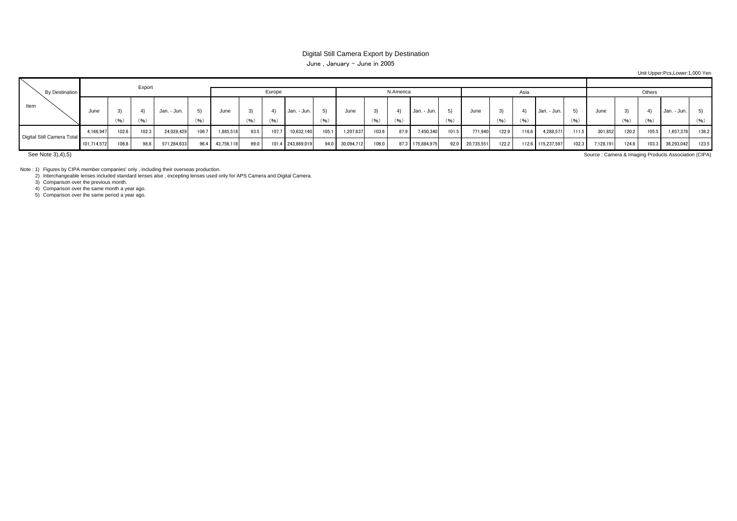# Digital Still Camera Export by Destination

June , January - June in 2005

Unit Upper:Pcs,Lower:1,000 Yen

| By Destination / Item | Export | | | | | Europe | | | | | N.America | | | | | Asia | | | | | Others | | | | |
|---|---|---|---|---|---|---|---|---|---|---|---|---|---|---|---|---|---|---|---|---|---|---|---|---|---|
| | June | 3) (%) | 4) (%) | Jan. - Jun. | 5) (%) | June | 3) (%) | 4) (%) | Jan. - Jun. | 5) (%) | June | 3) (%) | 4) (%) | Jan. - Jun. | 5) (%) | June | 3) (%) | 4) (%) | Jan. - Jun. | 5) (%) | June | 3) (%) | 4) (%) | Jan. - Jun. | 5) (%) |
| Digital Still Camera Total | 4,166,947 | 102.6 | 102.3 | 24,028,429 | 106.7 | 1,885,518 | 93.5 | 107.7 | 10,632,140 | 105.1 | 1,207,637 | 103.6 | 87.9 | 7,450,340 | 101.5 | 771,940 | 122.9 | 116.6 | 4,288,571 | 111.5 | 301,852 | 120.2 | 105.5 | 1,657,378 | 136.2 |
| | 101,714,572 | 106.8 | 98.8 | 571,284,633 | 96.4 | 43,756,118 | 99.0 | 101.4 | 243,869,019 | 94.0 | 30,094,712 | 106.0 | 87.3 | 175,884,975 | 92.0 | 20,735,551 | 122.2 | 112.6 | 115,237,597 | 102.3 | 7,128,191 | 124.6 | 103.3 | 36,293,042 | 123.5 |

See Note 3),4),5)

Source : Camera & Imaging Products Association (CIPA)

Note : 1) Figures by CIPA member companies' only , including their overseas production.
2) Interchangeable lenses included standard lenses alse , excepting lenses used only for APS Camera and Digital Camera.
3) Comparison over the previous month.
4) Comparison over the same month a year ago.
5) Comparison over the same period a year ago.